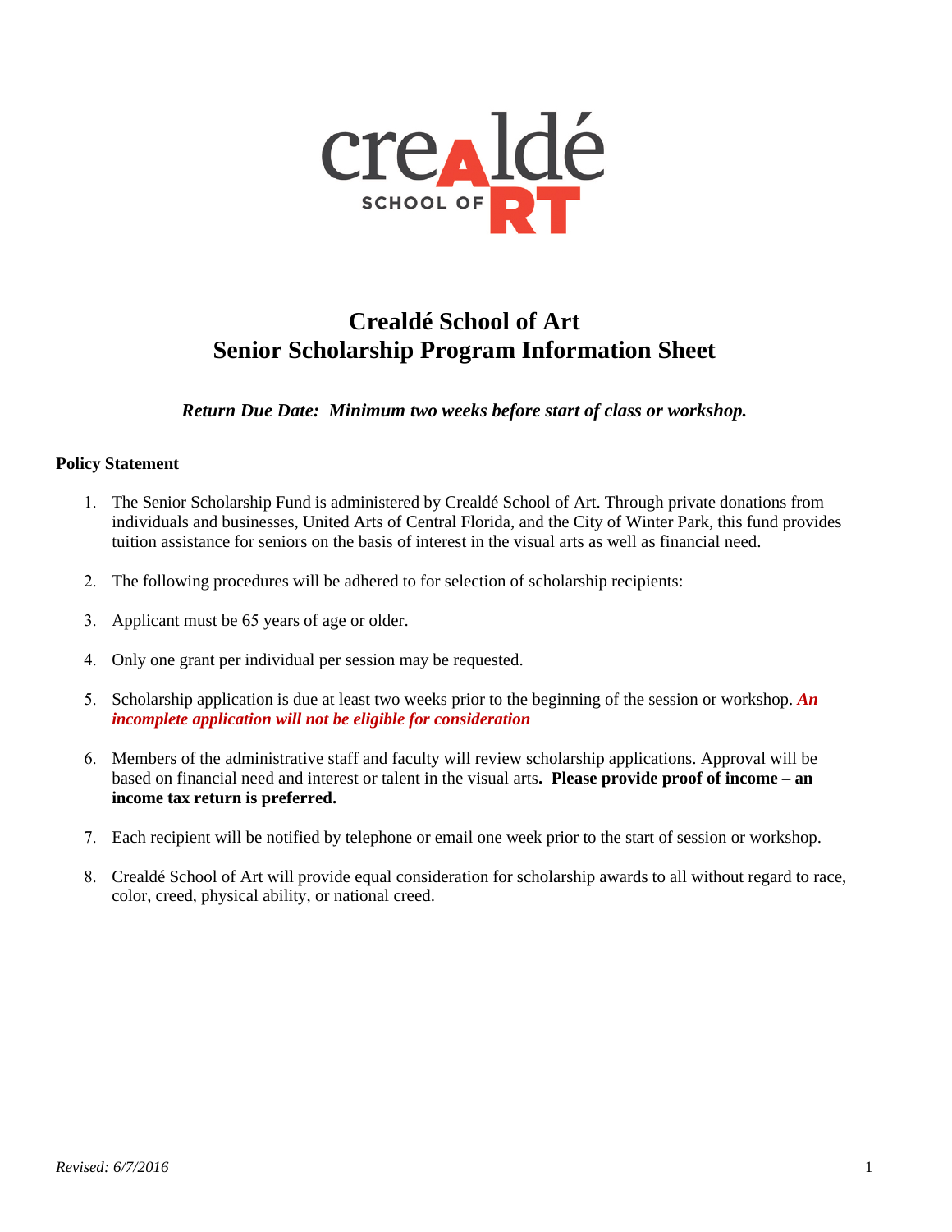# Crealdé School of Art
# Senior Scholarship Program Information Sheet

***Return Due Date: Minimum two weeks before start of class or workshop.***

**Policy Statement**

1. The Senior Scholarship Fund is administered by Crealdé School of Art. Through private donations from individuals and businesses, United Arts of Central Florida, and the City of Winter Park, this fund provides tuition assistance for seniors on the basis of interest in the visual arts as well as financial need.

2. The following procedures will be adhered to for selection of scholarship recipients:

3. Applicant must be 65 years of age or older.

4. Only one grant per individual per session may be requested.

5. Scholarship application is due at least two weeks prior to the beginning of the session or workshop. ***An incomplete application will not be eligible for consideration***

6. Members of the administrative staff and faculty will review scholarship applications. Approval will be based on financial need and interest or talent in the visual arts**. Please provide proof of income – an income tax return is preferred.**

7. Each recipient will be notified by telephone or email one week prior to the start of session or workshop.

8. Crealdé School of Art will provide equal consideration for scholarship awards to all without regard to race, color, creed, physical ability, or national creed.

*Revised: 6/7/2016*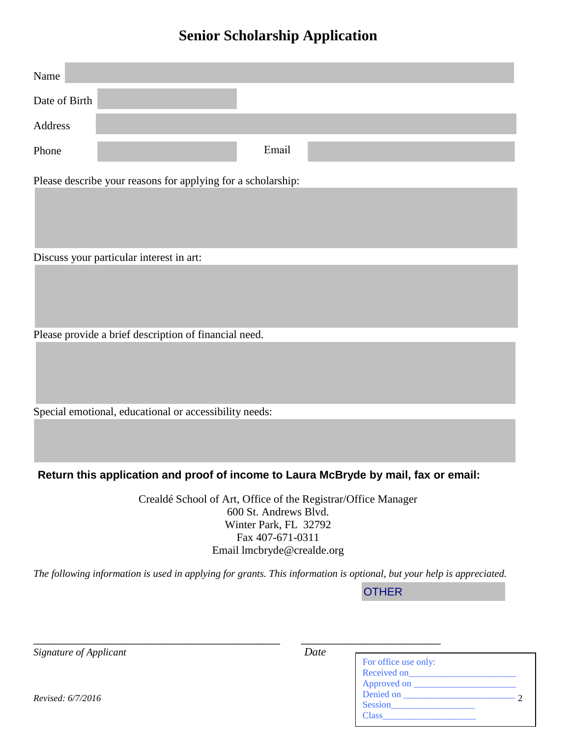# Senior Scholarship Application

Name

Date of Birth

Address

Phone

Email

Please describe your reasons for applying for a scholarship:

Discuss your particular interest in art:

Please provide a brief description of financial need.

Special emotional, educational or accessibility needs:

**Return this application and proof of income to Laura McBryde by mail, fax or email:**

Crealdé School of Art, Office of the Registrar/Office Manager
600 St. Andrews Blvd.
Winter Park, FL 32792
Fax 407-671-0311
Email lmcbryde@crealde.org

*The following information is used in applying for grants. This information is optional, but your help is appreciated.*

OTHER

_______________________________________________ _________________________

*Signature of Applicant* *Date*

For office use only:
Received on______________________
Approved on ______________________
Denied on _______________________
Session__________________
Class___________________

*Revised: 6/7/2016*